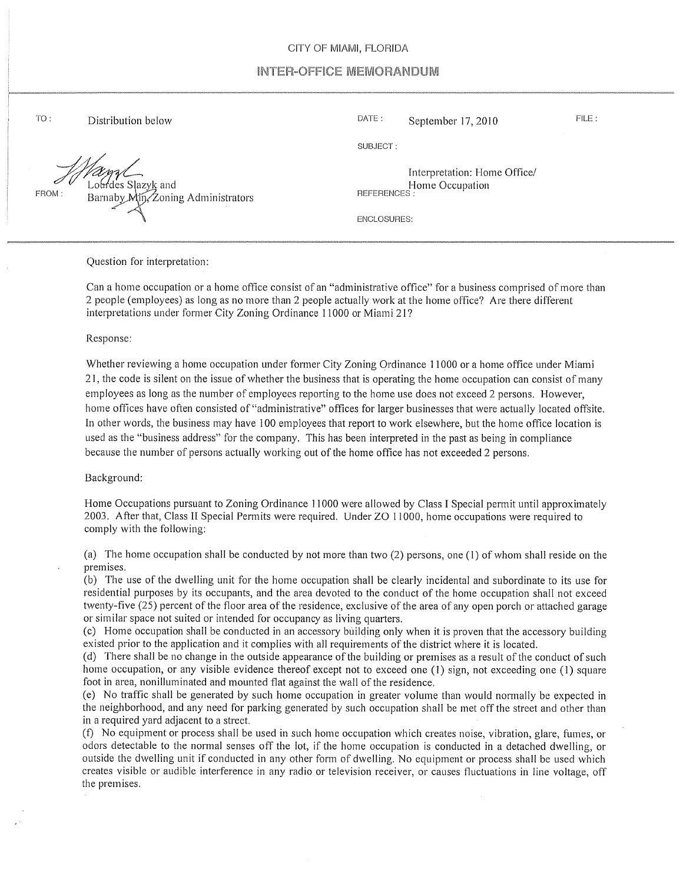CITY OF MIAMI, FLORIDA

# INTER-OFFICE MEMORANDUM

| | | | | | |
|---|---|---|---|---|---|
| TO: | Distribution below | DATE: | September 17, 2010 | FILE: | |
| | | SUBJECT: | Interpretation: Home Office/ Home Occupation | | |
| FROM: | Lourdes Slazyk and Barnaby Min, Zoning Administrators | REFERENCES: | | | |
| | | ENCLOSURES: | | | |

Question for interpretation:

Can a home occupation or a home office consist of an "administrative office" for a business comprised of more than 2 people (employees) as long as no more than 2 people actually work at the home office? Are there different interpretations under former City Zoning Ordinance 11000 or Miami 21?

Response:

Whether reviewing a home occupation under former City Zoning Ordinance 11000 or a home office under Miami 21, the code is silent on the issue of whether the business that is operating the home occupation can consist of many employees as long as the number of employees reporting to the home use does not exceed 2 persons. However, home offices have often consisted of "administrative" offices for larger businesses that were actually located offsite. In other words, the business may have 100 employees that report to work elsewhere, but the home office location is used as the "business address" for the company. This has been interpreted in the past as being in compliance because the number of persons actually working out of the home office has not exceeded 2 persons.

Background:

Home Occupations pursuant to Zoning Ordinance 11000 were allowed by Class I Special permit until approximately 2003. After that, Class II Special Permits were required. Under ZO 11000, home occupations were required to comply with the following:

(a) The home occupation shall be conducted by not more than two (2) persons, one (1) of whom shall reside on the premises.

(b) The use of the dwelling unit for the home occupation shall be clearly incidental and subordinate to its use for residential purposes by its occupants, and the area devoted to the conduct of the home occupation shall not exceed twenty-five (25) percent of the floor area of the residence, exclusive of the area of any open porch or attached garage or similar space not suited or intended for occupancy as living quarters.

(c) Home occupation shall be conducted in an accessory building only when it is proven that the accessory building existed prior to the application and it complies with all requirements of the district where it is located.

(d) There shall be no change in the outside appearance of the building or premises as a result of the conduct of such home occupation, or any visible evidence thereof except not to exceed one (1) sign, not exceeding one (1) square foot in area, nonilluminated and mounted flat against the wall of the residence.

(e) No traffic shall be generated by such home occupation in greater volume than would normally be expected in the neighborhood, and any need for parking generated by such occupation shall be met off the street and other than in a required yard adjacent to a street.

(f) No equipment or process shall be used in such home occupation which creates noise, vibration, glare, fumes, or odors detectable to the normal senses off the lot, if the home occupation is conducted in a detached dwelling, or outside the dwelling unit if conducted in any other form of dwelling. No equipment or process shall be used which creates visible or audible interference in any radio or television receiver, or causes fluctuations in line voltage, off the premises.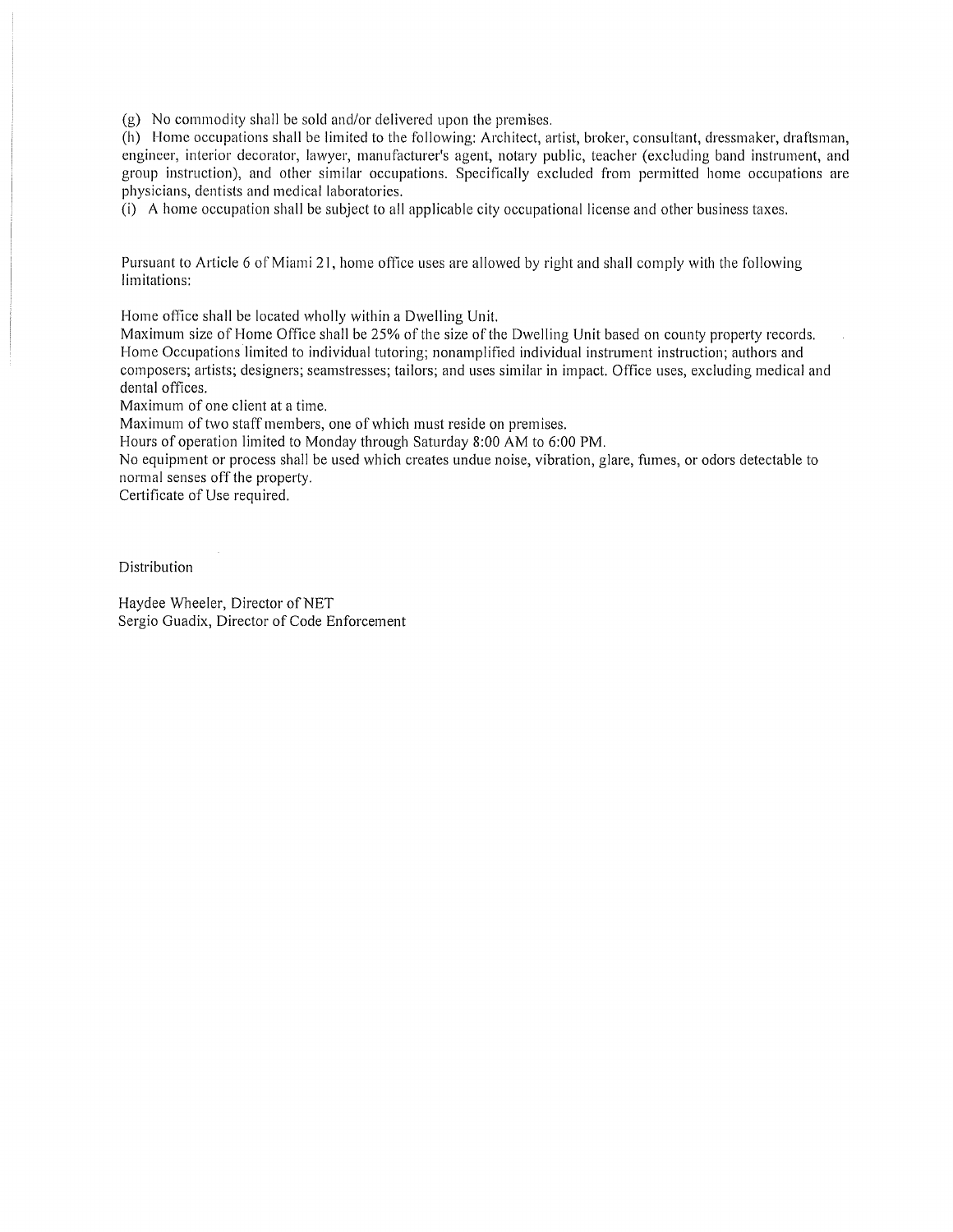(g) No commodity shall be sold and/or delivered upon the premises.

(h) Home occupations shall be limited to the following: Architect, artist, broker, consultant, dressmaker, draftsman, engineer, interior decorator, lawyer, manufacturer's agent, notary public, teacher (excluding band instrument, and group instruction), and other similar occupations. Specifically excluded from permitted home occupations are physicians, dentists and medical laboratories.

(i) A home occupation shall be subject to all applicable city occupational license and other business taxes.

Pursuant to Article 6 of Miami 21, home office uses are allowed by right and shall comply with the following limitations:

Home office shall be located wholly within a Dwelling Unit.
Maximum size of Home Office shall be 25% of the size of the Dwelling Unit based on county property records.
Home Occupations limited to individual tutoring; nonamplified individual instrument instruction; authors and composers; artists; designers; seamstresses; tailors; and uses similar in impact. Office uses, excluding medical and dental offices.
Maximum of one client at a time.
Maximum of two staff members, one of which must reside on premises.
Hours of operation limited to Monday through Saturday 8:00 AM to 6:00 PM.
No equipment or process shall be used which creates undue noise, vibration, glare, fumes, or odors detectable to normal senses off the property.
Certificate of Use required.

Distribution

Haydee Wheeler, Director of NET
Sergio Guadix, Director of Code Enforcement